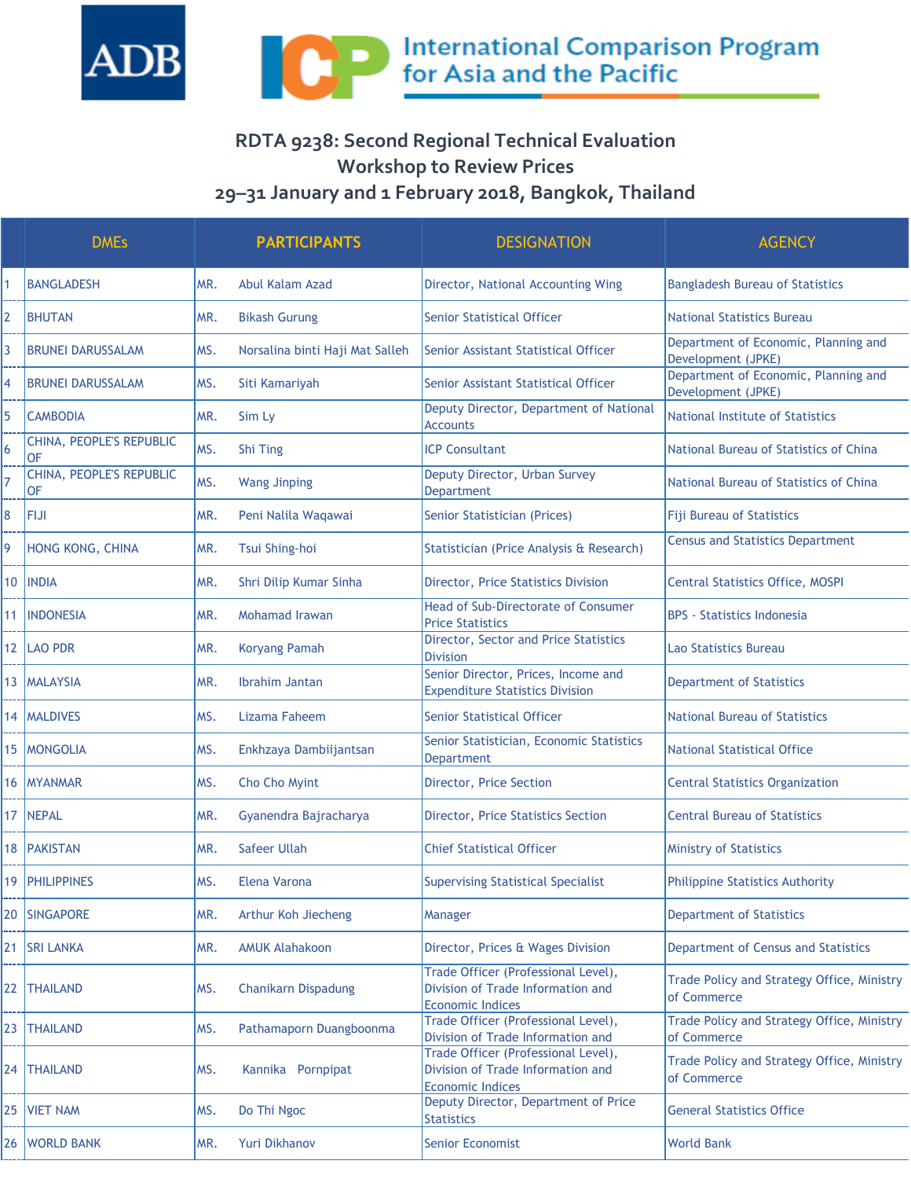ADB

International Comparison Program for Asia and the Pacific

## RDTA 9238: Second Regional Technical Evaluation Workshop to Review Prices
## 29–31 January and 1 February 2018, Bangkok, Thailand

| | DMEs | PARTICIPANTS | | DESIGNATION | AGENCY |
|---|---|---|---|---|---|
| 1 | BANGLADESH | MR. | Abul Kalam Azad | Director, National Accounting Wing | Bangladesh Bureau of Statistics |
| 2 | BHUTAN | MR. | Bikash Gurung | Senior Statistical Officer | National Statistics Bureau |
| 3 | BRUNEI DARUSSALAM | MS. | Norsalina binti Haji Mat Salleh | Senior Assistant Statistical Officer | Department of Economic, Planning and Development (JPKE) |
| 4 | BRUNEI DARUSSALAM | MS. | Siti Kamariyah | Senior Assistant Statistical Officer | Department of Economic, Planning and Development (JPKE) |
| 5 | CAMBODIA | MR. | Sim Ly | Deputy Director, Department of National Accounts | National Institute of Statistics |
| 6 | CHINA, PEOPLE'S REPUBLIC OF | MS. | Shi Ting | ICP Consultant | National Bureau of Statistics of China |
| 7 | CHINA, PEOPLE'S REPUBLIC OF | MS. | Wang Jinping | Deputy Director, Urban Survey Department | National Bureau of Statistics of China |
| 8 | FIJI | MR. | Peni Nalila Waqawai | Senior Statistician (Prices) | Fiji Bureau of Statistics |
| 9 | HONG KONG, CHINA | MR. | Tsui Shing-hoi | Statistician (Price Analysis & Research) | Census and Statistics Department |
| 10 | INDIA | MR. | Shri Dilip Kumar Sinha | Director, Price Statistics Division | Central Statistics Office, MOSPI |
| 11 | INDONESIA | MR. | Mohamad Irawan | Head of Sub-Directorate of Consumer Price Statistics | BPS - Statistics Indonesia |
| 12 | LAO PDR | MR. | Koryang Pamah | Director, Sector and Price Statistics Division | Lao Statistics Bureau |
| 13 | MALAYSIA | MR. | Ibrahim Jantan | Senior Director, Prices, Income and Expenditure Statistics Division | Department of Statistics |
| 14 | MALDIVES | MS. | Lizama Faheem | Senior Statistical Officer | National Bureau of Statistics |
| 15 | MONGOLIA | MS. | Enkhzaya Dambiijantsan | Senior Statistician, Economic Statistics Department | National Statistical Office |
| 16 | MYANMAR | MS. | Cho Cho Myint | Director, Price Section | Central Statistics Organization |
| 17 | NEPAL | MR. | Gyanendra Bajracharya | Director, Price Statistics Section | Central Bureau of Statistics |
| 18 | PAKISTAN | MR. | Safeer Ullah | Chief Statistical Officer | Ministry of Statistics |
| 19 | PHILIPPINES | MS. | Elena Varona | Supervising Statistical Specialist | Philippine Statistics Authority |
| 20 | SINGAPORE | MR. | Arthur Koh Jiecheng | Manager | Department of Statistics |
| 21 | SRI LANKA | MR. | AMUK Alahakoon | Director, Prices & Wages Division | Department of Census and Statistics |
| 22 | THAILAND | MS. | Chanikarn Dispadung | Trade Officer (Professional Level), Division of Trade Information and Economic Indices | Trade Policy and Strategy Office, Ministry of Commerce |
| 23 | THAILAND | MS. | Pathamaporn Duangboonma | Trade Officer (Professional Level), Division of Trade Information and | Trade Policy and Strategy Office, Ministry of Commerce |
| 24 | THAILAND | MS. | Kannika Pornpipat | Trade Officer (Professional Level), Division of Trade Information and Economic Indices | Trade Policy and Strategy Office, Ministry of Commerce |
| 25 | VIET NAM | MS. | Do Thi Ngoc | Deputy Director, Department of Price Statistics | General Statistics Office |
| 26 | WORLD BANK | MR. | Yuri Dikhanov | Senior Economist | World Bank |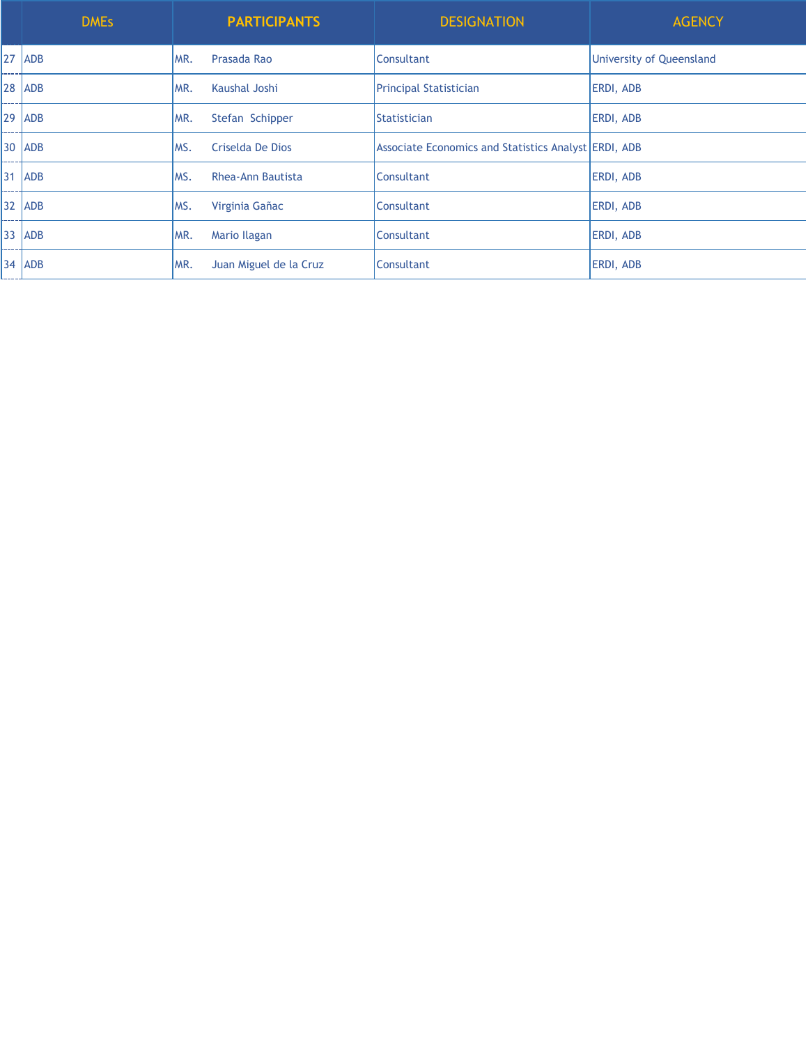| | DMEs | PARTICIPANTS | | DESIGNATION | AGENCY |
|---|---|---|---|---|---|
| 27 | ADB | MR. | Prasada Rao | Consultant | University of Queensland |
| 28 | ADB | MR. | Kaushal Joshi | Principal Statistician | ERDI, ADB |
| 29 | ADB | MR. | Stefan Schipper | Statistician | ERDI, ADB |
| 30 | ADB | MS. | Criselda De Dios | Associate Economics and Statistics Analyst | ERDI, ADB |
| 31 | ADB | MS. | Rhea-Ann Bautista | Consultant | ERDI, ADB |
| 32 | ADB | MS. | Virginia Gañac | Consultant | ERDI, ADB |
| 33 | ADB | MR. | Mario Ilagan | Consultant | ERDI, ADB |
| 34 | ADB | MR. | Juan Miguel de la Cruz | Consultant | ERDI, ADB |